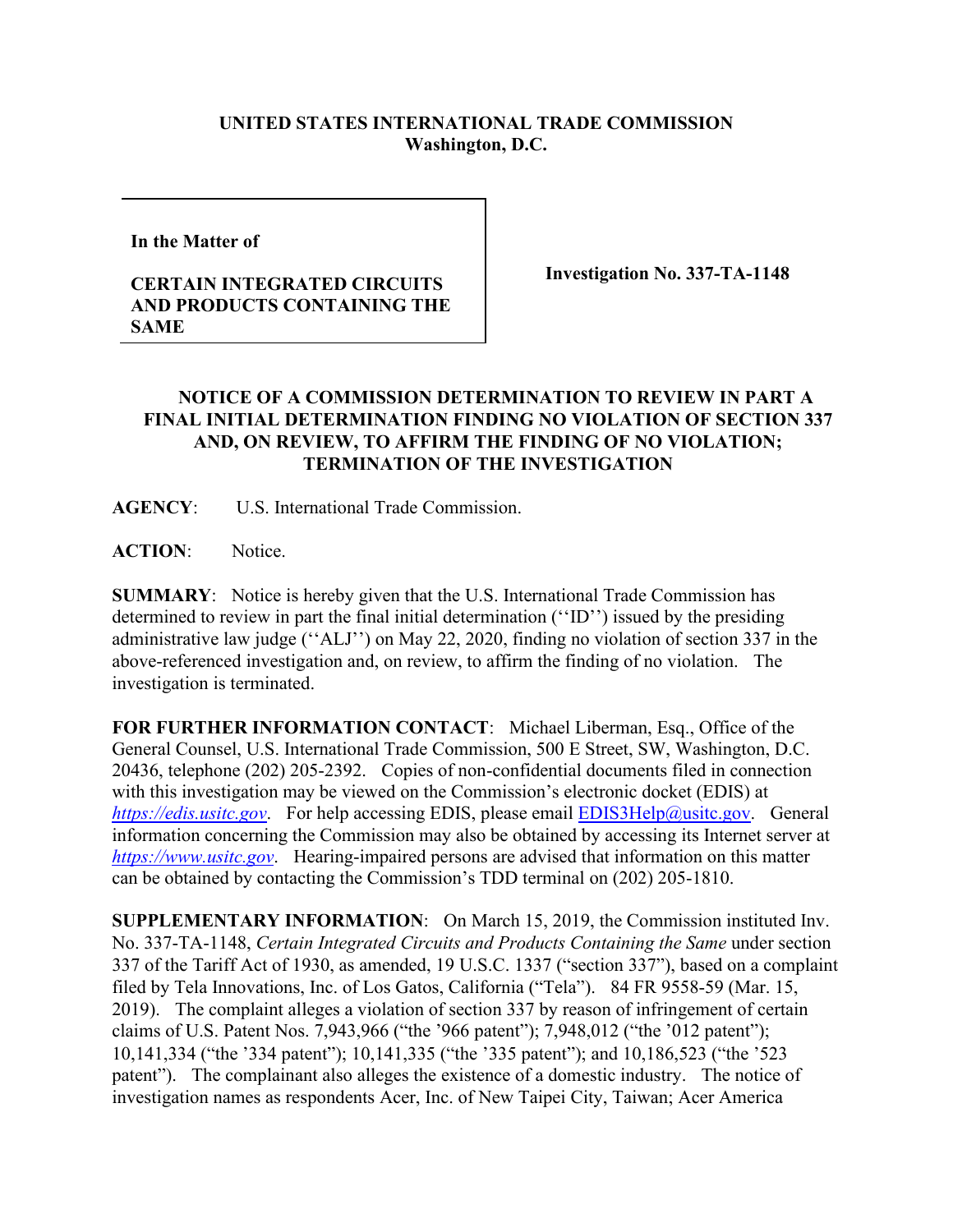**UNITED STATES INTERNATIONAL TRADE COMMISSION**
**Washington, D.C.**

**In the Matter of**

**CERTAIN INTEGRATED CIRCUITS AND PRODUCTS CONTAINING THE SAME**

**Investigation No. 337-TA-1148**

**NOTICE OF A COMMISSION DETERMINATION TO REVIEW IN PART A FINAL INITIAL DETERMINATION FINDING NO VIOLATION OF SECTION 337 AND, ON REVIEW, TO AFFIRM THE FINDING OF NO VIOLATION; TERMINATION OF THE INVESTIGATION**

**AGENCY**: U.S. International Trade Commission.

**ACTION**: Notice.

**SUMMARY**: Notice is hereby given that the U.S. International Trade Commission has determined to review in part the final initial determination (''ID'') issued by the presiding administrative law judge (''ALJ'') on May 22, 2020, finding no violation of section 337 in the above-referenced investigation and, on review, to affirm the finding of no violation. The investigation is terminated.

**FOR FURTHER INFORMATION CONTACT**: Michael Liberman, Esq., Office of the General Counsel, U.S. International Trade Commission, 500 E Street, SW, Washington, D.C. 20436, telephone (202) 205-2392. Copies of non-confidential documents filed in connection with this investigation may be viewed on the Commission's electronic docket (EDIS) at *https://edis.usitc.gov*. For help accessing EDIS, please email EDIS3Help@usitc.gov. General information concerning the Commission may also be obtained by accessing its Internet server at *https://www.usitc.gov*. Hearing-impaired persons are advised that information on this matter can be obtained by contacting the Commission's TDD terminal on (202) 205-1810.

**SUPPLEMENTARY INFORMATION**: On March 15, 2019, the Commission instituted Inv. No. 337-TA-1148, *Certain Integrated Circuits and Products Containing the Same* under section 337 of the Tariff Act of 1930, as amended, 19 U.S.C. 1337 ("section 337"), based on a complaint filed by Tela Innovations, Inc. of Los Gatos, California ("Tela"). 84 FR 9558-59 (Mar. 15, 2019). The complaint alleges a violation of section 337 by reason of infringement of certain claims of U.S. Patent Nos. 7,943,966 ("the '966 patent"); 7,948,012 ("the '012 patent"); 10,141,334 ("the '334 patent"); 10,141,335 ("the '335 patent"); and 10,186,523 ("the '523 patent"). The complainant also alleges the existence of a domestic industry. The notice of investigation names as respondents Acer, Inc. of New Taipei City, Taiwan; Acer America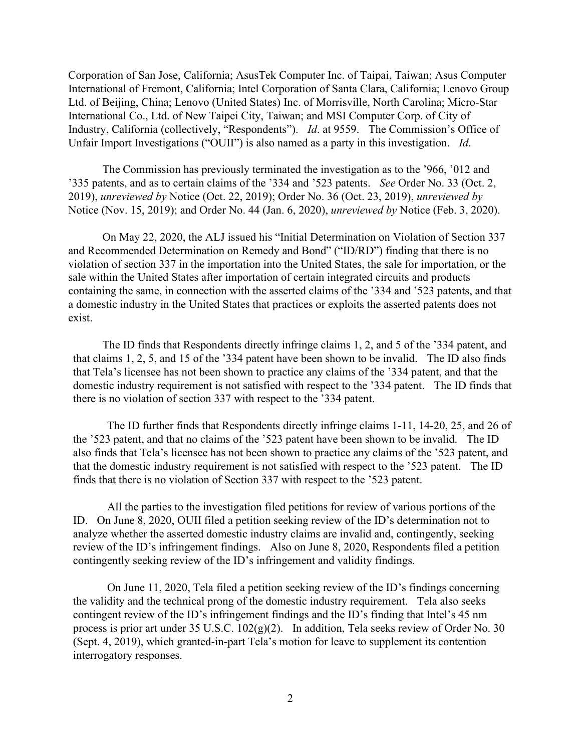Corporation of San Jose, California; AsusTek Computer Inc. of Taipai, Taiwan; Asus Computer International of Fremont, California; Intel Corporation of Santa Clara, California; Lenovo Group Ltd. of Beijing, China; Lenovo (United States) Inc. of Morrisville, North Carolina; Micro-Star International Co., Ltd. of New Taipei City, Taiwan; and MSI Computer Corp. of City of Industry, California (collectively, "Respondents"). *Id*. at 9559. The Commission's Office of Unfair Import Investigations ("OUII") is also named as a party in this investigation. *Id*.

The Commission has previously terminated the investigation as to the '966, '012 and '335 patents, and as to certain claims of the '334 and '523 patents. *See* Order No. 33 (Oct. 2, 2019), *unreviewed by* Notice (Oct. 22, 2019); Order No. 36 (Oct. 23, 2019), *unreviewed by* Notice (Nov. 15, 2019); and Order No. 44 (Jan. 6, 2020), *unreviewed by* Notice (Feb. 3, 2020).

On May 22, 2020, the ALJ issued his "Initial Determination on Violation of Section 337 and Recommended Determination on Remedy and Bond" ("ID/RD") finding that there is no violation of section 337 in the importation into the United States, the sale for importation, or the sale within the United States after importation of certain integrated circuits and products containing the same, in connection with the asserted claims of the '334 and '523 patents, and that a domestic industry in the United States that practices or exploits the asserted patents does not exist.

The ID finds that Respondents directly infringe claims 1, 2, and 5 of the '334 patent, and that claims 1, 2, 5, and 15 of the '334 patent have been shown to be invalid. The ID also finds that Tela's licensee has not been shown to practice any claims of the '334 patent, and that the domestic industry requirement is not satisfied with respect to the '334 patent. The ID finds that there is no violation of section 337 with respect to the '334 patent.

The ID further finds that Respondents directly infringe claims 1-11, 14-20, 25, and 26 of the '523 patent, and that no claims of the '523 patent have been shown to be invalid. The ID also finds that Tela's licensee has not been shown to practice any claims of the '523 patent, and that the domestic industry requirement is not satisfied with respect to the '523 patent. The ID finds that there is no violation of Section 337 with respect to the '523 patent.

All the parties to the investigation filed petitions for review of various portions of the ID. On June 8, 2020, OUII filed a petition seeking review of the ID's determination not to analyze whether the asserted domestic industry claims are invalid and, contingently, seeking review of the ID's infringement findings. Also on June 8, 2020, Respondents filed a petition contingently seeking review of the ID's infringement and validity findings.

On June 11, 2020, Tela filed a petition seeking review of the ID's findings concerning the validity and the technical prong of the domestic industry requirement. Tela also seeks contingent review of the ID's infringement findings and the ID's finding that Intel's 45 nm process is prior art under 35 U.S.C. 102(g)(2). In addition, Tela seeks review of Order No. 30 (Sept. 4, 2019), which granted-in-part Tela's motion for leave to supplement its contention interrogatory responses.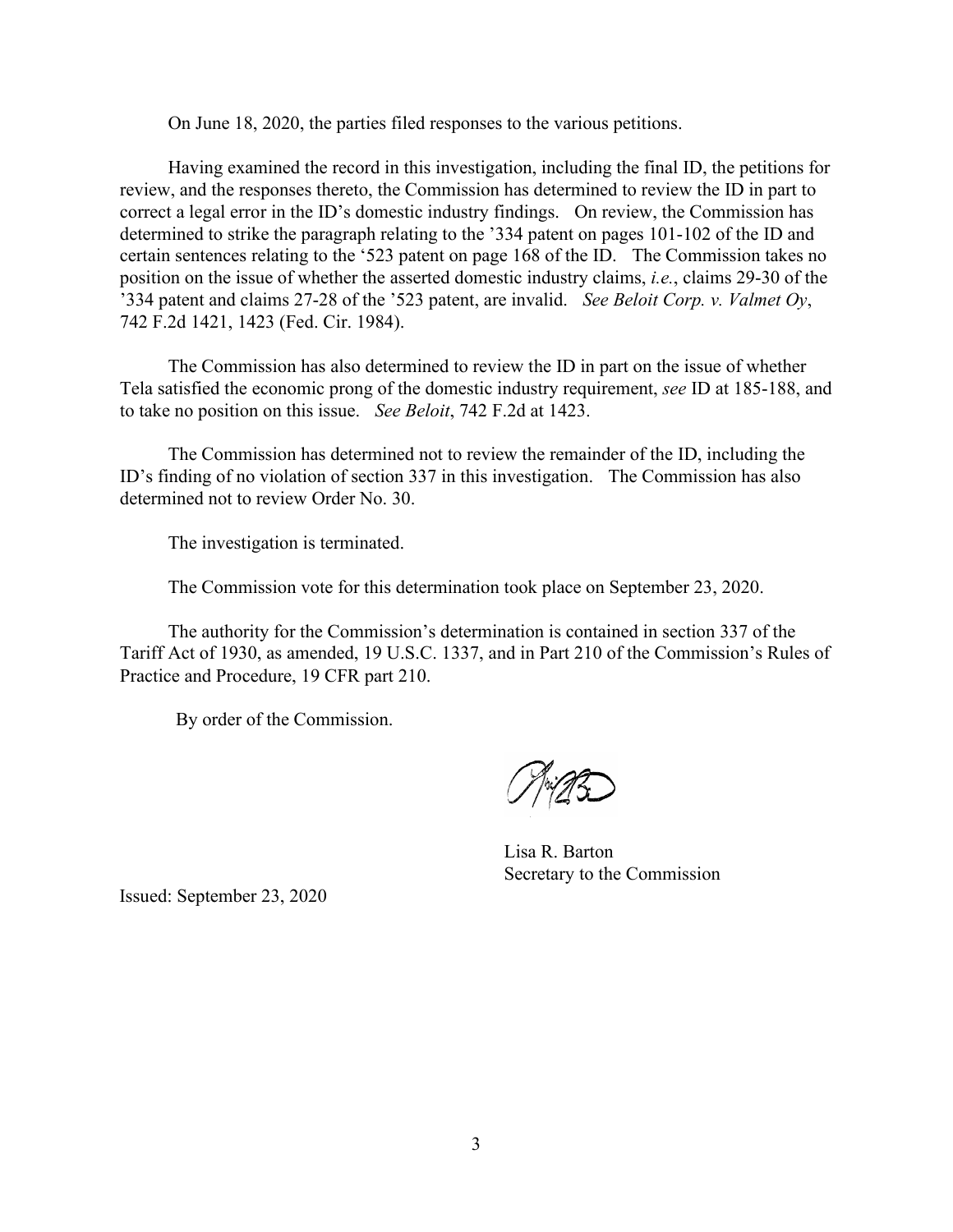On June 18, 2020, the parties filed responses to the various petitions.

Having examined the record in this investigation, including the final ID, the petitions for review, and the responses thereto, the Commission has determined to review the ID in part to correct a legal error in the ID's domestic industry findings. On review, the Commission has determined to strike the paragraph relating to the '334 patent on pages 101-102 of the ID and certain sentences relating to the '523 patent on page 168 of the ID. The Commission takes no position on the issue of whether the asserted domestic industry claims, *i.e.*, claims 29-30 of the '334 patent and claims 27-28 of the '523 patent, are invalid. *See Beloit Corp. v. Valmet Oy*, 742 F.2d 1421, 1423 (Fed. Cir. 1984).

The Commission has also determined to review the ID in part on the issue of whether Tela satisfied the economic prong of the domestic industry requirement, *see* ID at 185-188, and to take no position on this issue. *See Beloit*, 742 F.2d at 1423.

The Commission has determined not to review the remainder of the ID, including the ID's finding of no violation of section 337 in this investigation. The Commission has also determined not to review Order No. 30.

The investigation is terminated.

The Commission vote for this determination took place on September 23, 2020.

The authority for the Commission's determination is contained in section 337 of the Tariff Act of 1930, as amended, 19 U.S.C. 1337, and in Part 210 of the Commission's Rules of Practice and Procedure, 19 CFR part 210.

By order of the Commission.

Lisa R. Barton
Secretary to the Commission

Issued: September 23, 2020